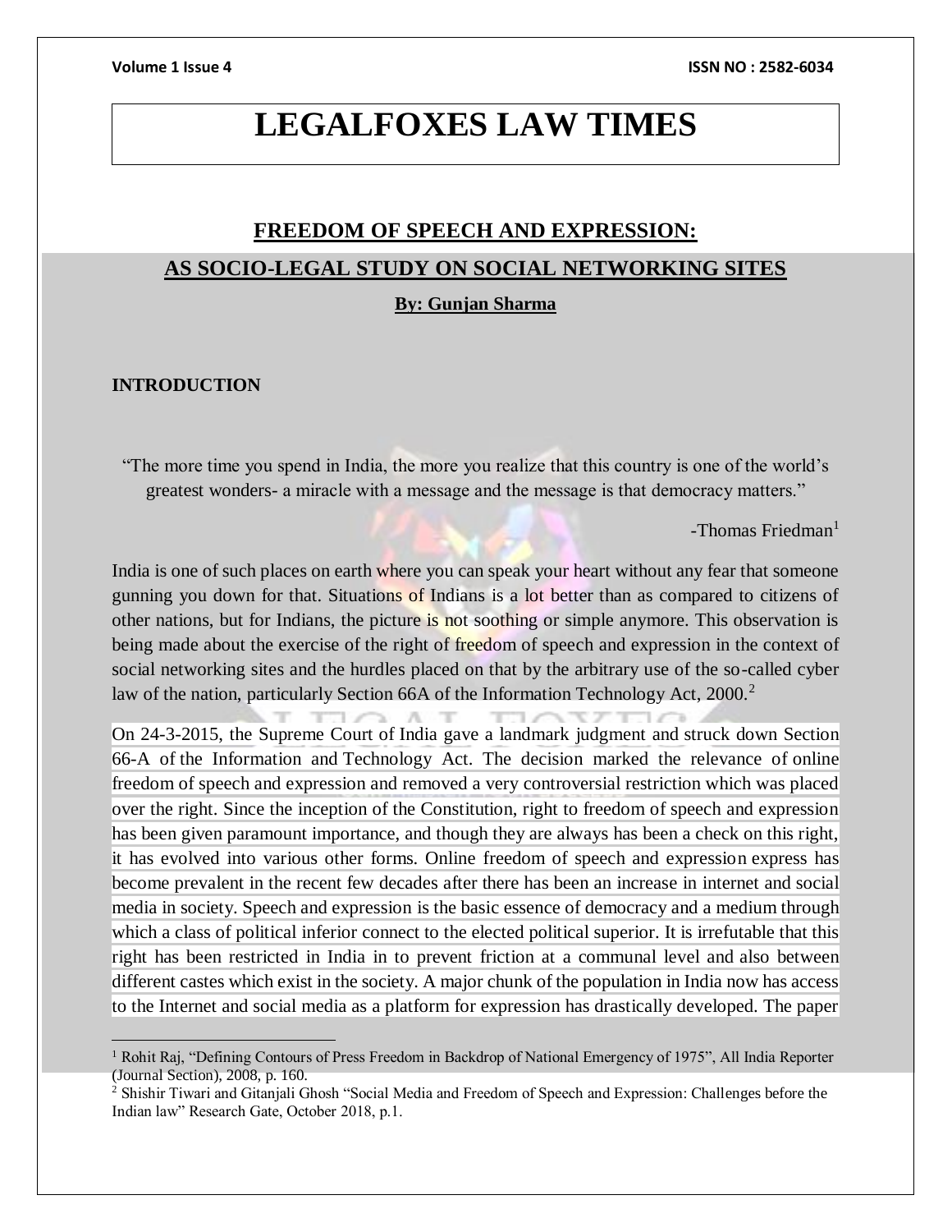# LEGALFOXES LAW TIMES

## FREEDOM OF SPEECH AND EXPRESSION:

## AS SOCIO-LEGAL STUDY ON SOCIAL NETWORKING SITES

**By: Gunjan Sharma**

### INTRODUCTION

"The more time you spend in India, the more you realize that this country is one of the world's greatest wonders- a miracle with a message and the message is that democracy matters."

-Thomas Friedman[1]

India is one of such places on earth where you can speak your heart without any fear that someone gunning you down for that. Situations of Indians is a lot better than as compared to citizens of other nations, but for Indians, the picture is not soothing or simple anymore. This observation is being made about the exercise of the right of freedom of speech and expression in the context of social networking sites and the hurdles placed on that by the arbitrary use of the so-called cyber law of the nation, particularly Section 66A of the Information Technology Act, 2000.[2]

On 24-3-2015, the Supreme Court of India gave a landmark judgment and struck down Section 66-A of the Information and Technology Act. The decision marked the relevance of online freedom of speech and expression and removed a very controversial restriction which was placed over the right. Since the inception of the Constitution, right to freedom of speech and expression has been given paramount importance, and though they are always has been a check on this right, it has evolved into various other forms. Online freedom of speech and expression express has become prevalent in the recent few decades after there has been an increase in internet and social media in society. Speech and expression is the basic essence of democracy and a medium through which a class of political inferior connect to the elected political superior. It is irrefutable that this right has been restricted in India in to prevent friction at a communal level and also between different castes which exist in the society. A major chunk of the population in India now has access to the Internet and social media as a platform for expression has drastically developed. The paper

---

[1] Rohit Raj, "Defining Contours of Press Freedom in Backdrop of National Emergency of 1975", All India Reporter (Journal Section), 2008, p. 160.

[2] Shishir Tiwari and Gitanjali Ghosh "Social Media and Freedom of Speech and Expression: Challenges before the Indian law" Research Gate, October 2018, p.1.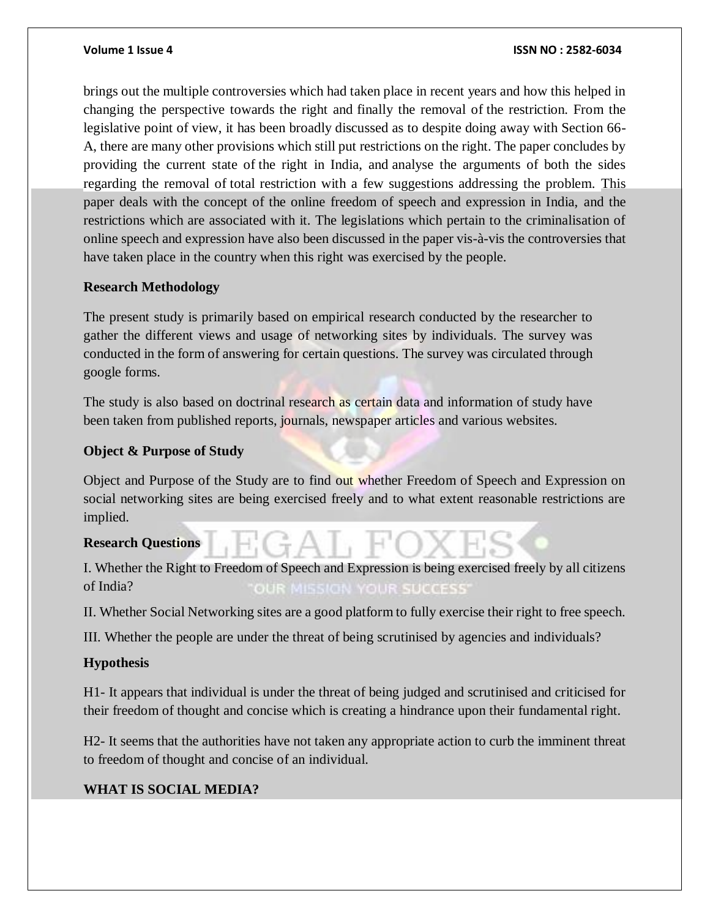brings out the multiple controversies which had taken place in recent years and how this helped in changing the perspective towards the right and finally the removal of the restriction. From the legislative point of view, it has been broadly discussed as to despite doing away with Section 66-A, there are many other provisions which still put restrictions on the right. The paper concludes by providing the current state of the right in India, and analyse the arguments of both the sides regarding the removal of total restriction with a few suggestions addressing the problem. This paper deals with the concept of the online freedom of speech and expression in India, and the restrictions which are associated with it. The legislations which pertain to the criminalisation of online speech and expression have also been discussed in the paper vis-à-vis the controversies that have taken place in the country when this right was exercised by the people.

**Research Methodology**

The present study is primarily based on empirical research conducted by the researcher to gather the different views and usage of networking sites by individuals. The survey was conducted in the form of answering for certain questions. The survey was circulated through google forms.

The study is also based on doctrinal research as certain data and information of study have been taken from published reports, journals, newspaper articles and various websites.

**Object & Purpose of Study**

Object and Purpose of the Study are to find out whether Freedom of Speech and Expression on social networking sites are being exercised freely and to what extent reasonable restrictions are implied.

**Research Questions**

I. Whether the Right to Freedom of Speech and Expression is being exercised freely by all citizens of India?

II. Whether Social Networking sites are a good platform to fully exercise their right to free speech.

III. Whether the people are under the threat of being scrutinised by agencies and individuals?

**Hypothesis**

H1- It appears that individual is under the threat of being judged and scrutinised and criticised for their freedom of thought and concise which is creating a hindrance upon their fundamental right.

H2- It seems that the authorities have not taken any appropriate action to curb the imminent threat to freedom of thought and concise of an individual.

**WHAT IS SOCIAL MEDIA?**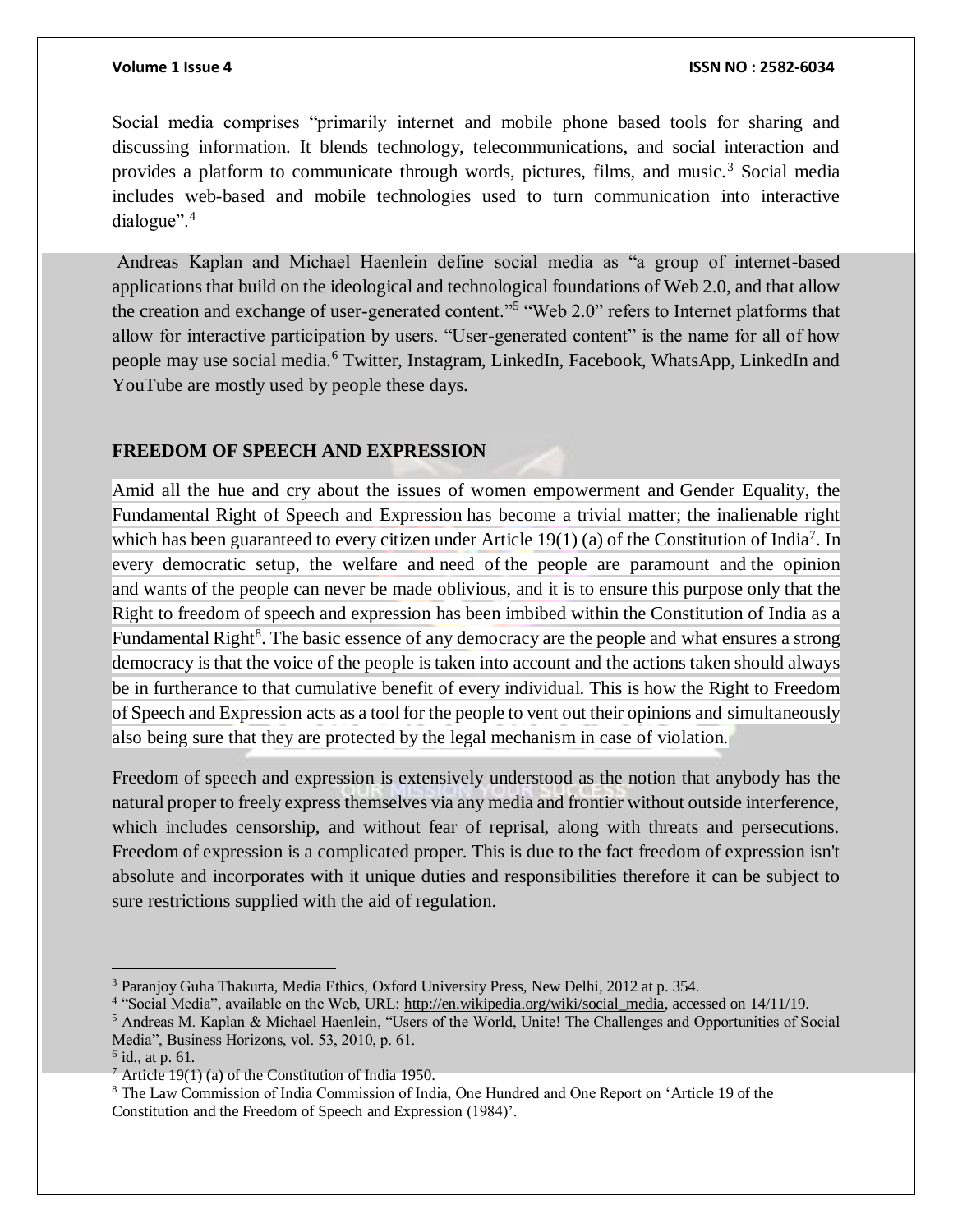Social media comprises "primarily internet and mobile phone based tools for sharing and discussing information. It blends technology, telecommunications, and social interaction and provides a platform to communicate through words, pictures, films, and music.[3] Social media includes web-based and mobile technologies used to turn communication into interactive dialogue".[4]

Andreas Kaplan and Michael Haenlein define social media as "a group of internet-based applications that build on the ideological and technological foundations of Web 2.0, and that allow the creation and exchange of user-generated content."[5] "Web 2.0" refers to Internet platforms that allow for interactive participation by users. "User-generated content" is the name for all of how people may use social media.[6] Twitter, Instagram, LinkedIn, Facebook, WhatsApp, LinkedIn and YouTube are mostly used by people these days.

## FREEDOM OF SPEECH AND EXPRESSION

Amid all the hue and cry about the issues of women empowerment and Gender Equality, the Fundamental Right of Speech and Expression has become a trivial matter; the inalienable right which has been guaranteed to every citizen under Article 19(1) (a) of the Constitution of India[7]. In every democratic setup, the welfare and need of the people are paramount and the opinion and wants of the people can never be made oblivious, and it is to ensure this purpose only that the Right to freedom of speech and expression has been imbibed within the Constitution of India as a Fundamental Right[8]. The basic essence of any democracy are the people and what ensures a strong democracy is that the voice of the people is taken into account and the actions taken should always be in furtherance to that cumulative benefit of every individual. This is how the Right to Freedom of Speech and Expression acts as a tool for the people to vent out their opinions and simultaneously also being sure that they are protected by the legal mechanism in case of violation.

Freedom of speech and expression is extensively understood as the notion that anybody has the natural proper to freely express themselves via any media and frontier without outside interference, which includes censorship, and without fear of reprisal, along with threats and persecutions. Freedom of expression is a complicated proper. This is due to the fact freedom of expression isn't absolute and incorporates with it unique duties and responsibilities therefore it can be subject to sure restrictions supplied with the aid of regulation.

---

[3] Paranjoy Guha Thakurta, Media Ethics, Oxford University Press, New Delhi, 2012 at p. 354.

[4] "Social Media", available on the Web, URL: http://en.wikipedia.org/wiki/social_media, accessed on 14/11/19.

[5] Andreas M. Kaplan & Michael Haenlein, "Users of the World, Unite! The Challenges and Opportunities of Social Media", Business Horizons, vol. 53, 2010, p. 61.

[6] id., at p. 61.

[7] Article 19(1) (a) of the Constitution of India 1950.

[8] The Law Commission of India Commission of India, One Hundred and One Report on 'Article 19 of the Constitution and the Freedom of Speech and Expression (1984)'.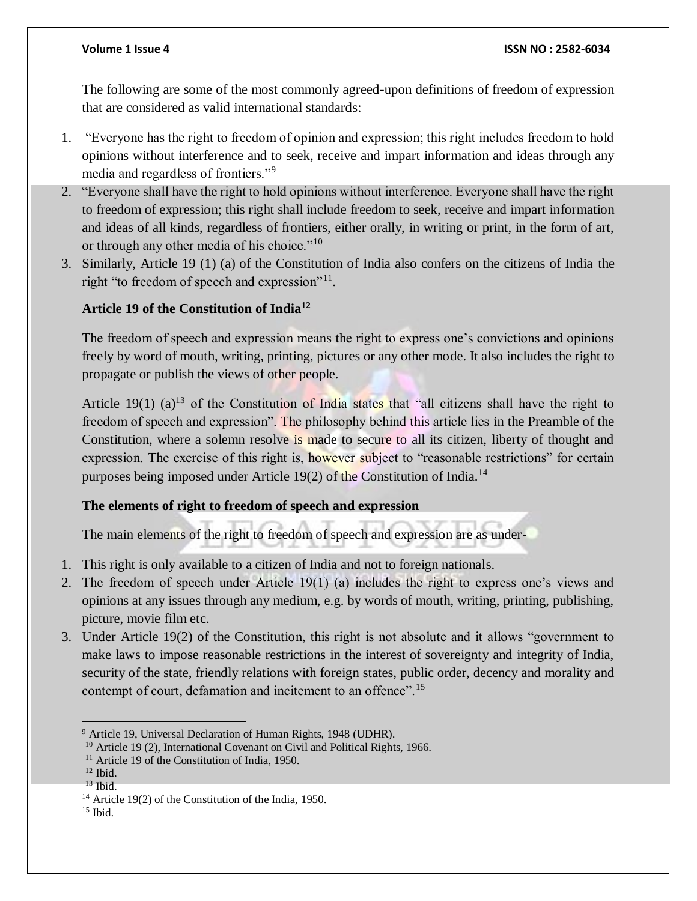The following are some of the most commonly agreed-upon definitions of freedom of expression that are considered as valid international standards:

1. "Everyone has the right to freedom of opinion and expression; this right includes freedom to hold opinions without interference and to seek, receive and impart information and ideas through any media and regardless of frontiers."[9]
2. "Everyone shall have the right to hold opinions without interference. Everyone shall have the right to freedom of expression; this right shall include freedom to seek, receive and impart information and ideas of all kinds, regardless of frontiers, either orally, in writing or print, in the form of art, or through any other media of his choice."[10]
3. Similarly, Article 19 (1) (a) of the Constitution of India also confers on the citizens of India the right "to freedom of speech and expression"[11].

**Article 19 of the Constitution of India[12]**

The freedom of speech and expression means the right to express one's convictions and opinions freely by word of mouth, writing, printing, pictures or any other mode. It also includes the right to propagate or publish the views of other people.

Article 19(1) (a)[13] of the Constitution of India states that "all citizens shall have the right to freedom of speech and expression". The philosophy behind this article lies in the Preamble of the Constitution, where a solemn resolve is made to secure to all its citizen, liberty of thought and expression. The exercise of this right is, however subject to "reasonable restrictions" for certain purposes being imposed under Article 19(2) of the Constitution of India.[14]

**The elements of right to freedom of speech and expression**

The main elements of the right to freedom of speech and expression are as under-

1. This right is only available to a citizen of India and not to foreign nationals.
2. The freedom of speech under Article 19(1) (a) includes the right to express one's views and opinions at any issues through any medium, e.g. by words of mouth, writing, printing, publishing, picture, movie film etc.
3. Under Article 19(2) of the Constitution, this right is not absolute and it allows "government to make laws to impose reasonable restrictions in the interest of sovereignty and integrity of India, security of the state, friendly relations with foreign states, public order, decency and morality and contempt of court, defamation and incitement to an offence".[15]

---

[9] Article 19, Universal Declaration of Human Rights, 1948 (UDHR).
[10] Article 19 (2), International Covenant on Civil and Political Rights, 1966.
[11] Article 19 of the Constitution of India, 1950.
[12] Ibid.
[13] Ibid.
[14] Article 19(2) of the Constitution of the India, 1950.
[15] Ibid.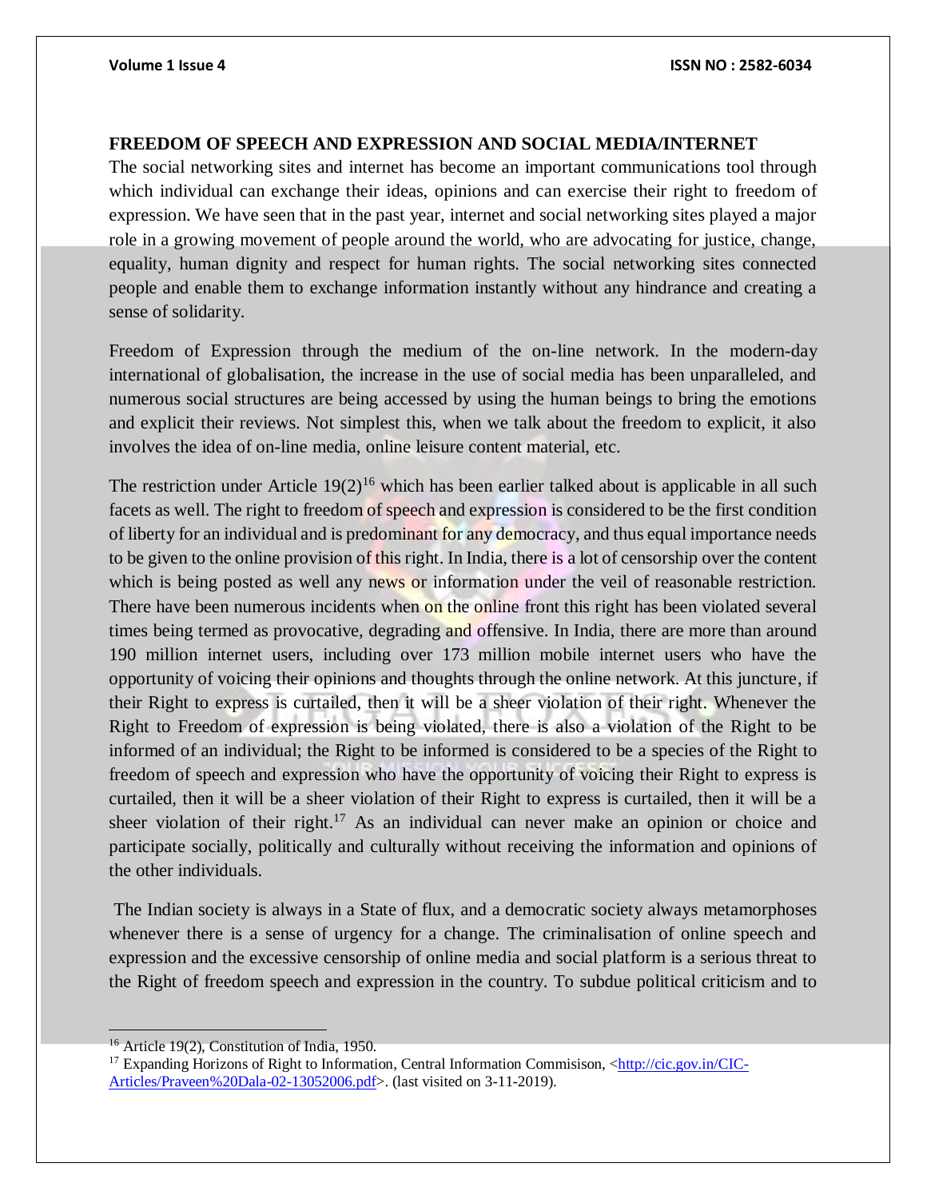## FREEDOM OF SPEECH AND EXPRESSION AND SOCIAL MEDIA/INTERNET

The social networking sites and internet has become an important communications tool through which individual can exchange their ideas, opinions and can exercise their right to freedom of expression. We have seen that in the past year, internet and social networking sites played a major role in a growing movement of people around the world, who are advocating for justice, change, equality, human dignity and respect for human rights. The social networking sites connected people and enable them to exchange information instantly without any hindrance and creating a sense of solidarity.

Freedom of Expression through the medium of the on-line network. In the modern-day international of globalisation, the increase in the use of social media has been unparalleled, and numerous social structures are being accessed by using the human beings to bring the emotions and explicit their reviews. Not simplest this, when we talk about the freedom to explicit, it also involves the idea of on-line media, online leisure content material, etc.

The restriction under Article 19(2)[16] which has been earlier talked about is applicable in all such facets as well. The right to freedom of speech and expression is considered to be the first condition of liberty for an individual and is predominant for any democracy, and thus equal importance needs to be given to the online provision of this right. In India, there is a lot of censorship over the content which is being posted as well any news or information under the veil of reasonable restriction. There have been numerous incidents when on the online front this right has been violated several times being termed as provocative, degrading and offensive. In India, there are more than around 190 million internet users, including over 173 million mobile internet users who have the opportunity of voicing their opinions and thoughts through the online network. At this juncture, if their Right to express is curtailed, then it will be a sheer violation of their right. Whenever the Right to Freedom of expression is being violated, there is also a violation of the Right to be informed of an individual; the Right to be informed is considered to be a species of the Right to freedom of speech and expression who have the opportunity of voicing their Right to express is curtailed, then it will be a sheer violation of their Right to express is curtailed, then it will be a sheer violation of their right.[17] As an individual can never make an opinion or choice and participate socially, politically and culturally without receiving the information and opinions of the other individuals.

The Indian society is always in a State of flux, and a democratic society always metamorphoses whenever there is a sense of urgency for a change. The criminalisation of online speech and expression and the excessive censorship of online media and social platform is a serious threat to the Right of freedom speech and expression in the country. To subdue political criticism and to

[16] Article 19(2), Constitution of India, 1950.

[17] Expanding Horizons of Right to Information, Central Information Commisison, <http://cic.gov.in/CIC-Articles/Praveen%20Dala-02-13052006.pdf>. (last visited on 3-11-2019).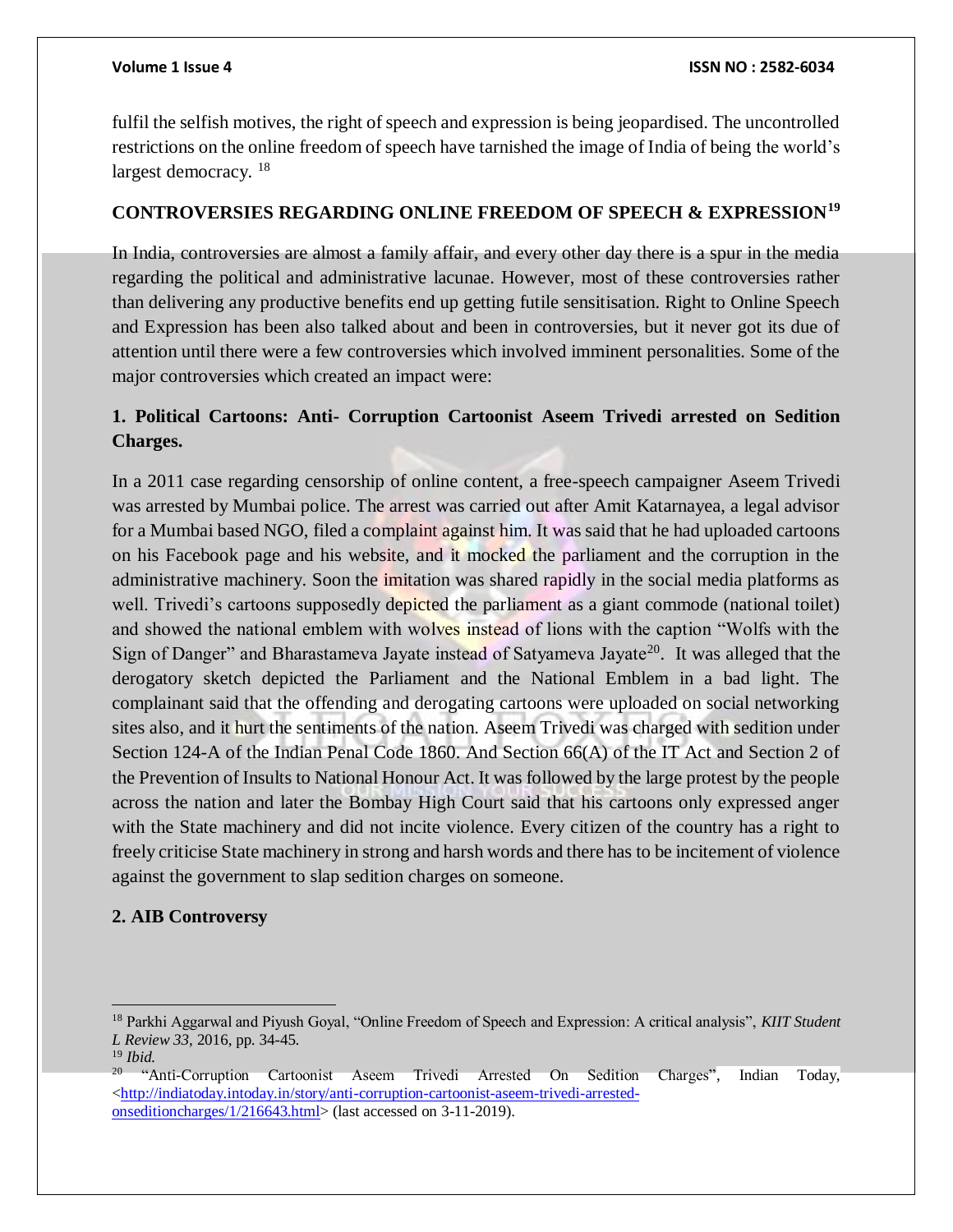fulfil the selfish motives, the right of speech and expression is being jeopardised. The uncontrolled restrictions on the online freedom of speech have tarnished the image of India of being the world's largest democracy. [18]

## CONTROVERSIES REGARDING ONLINE FREEDOM OF SPEECH & EXPRESSION[19]

In India, controversies are almost a family affair, and every other day there is a spur in the media regarding the political and administrative lacunae. However, most of these controversies rather than delivering any productive benefits end up getting futile sensitisation. Right to Online Speech and Expression has been also talked about and been in controversies, but it never got its due of attention until there were a few controversies which involved imminent personalities. Some of the major controversies which created an impact were:

### 1. Political Cartoons: Anti- Corruption Cartoonist Aseem Trivedi arrested on Sedition Charges.

In a 2011 case regarding censorship of online content, a free-speech campaigner Aseem Trivedi was arrested by Mumbai police. The arrest was carried out after Amit Katarnayea, a legal advisor for a Mumbai based NGO, filed a complaint against him. It was said that he had uploaded cartoons on his Facebook page and his website, and it mocked the parliament and the corruption in the administrative machinery. Soon the imitation was shared rapidly in the social media platforms as well. Trivedi's cartoons supposedly depicted the parliament as a giant commode (national toilet) and showed the national emblem with wolves instead of lions with the caption "Wolfs with the Sign of Danger" and Bharastameva Jayate instead of Satyameva Jayate[20]. It was alleged that the derogatory sketch depicted the Parliament and the National Emblem in a bad light. The complainant said that the offending and derogating cartoons were uploaded on social networking sites also, and it hurt the sentiments of the nation. Aseem Trivedi was charged with sedition under Section 124-A of the Indian Penal Code 1860. And Section 66(A) of the IT Act and Section 2 of the Prevention of Insults to National Honour Act. It was followed by the large protest by the people across the nation and later the Bombay High Court said that his cartoons only expressed anger with the State machinery and did not incite violence. Every citizen of the country has a right to freely criticise State machinery in strong and harsh words and there has to be incitement of violence against the government to slap sedition charges on someone.

### 2. AIB Controversy

---

[18] Parkhi Aggarwal and Piyush Goyal, "Online Freedom of Speech and Expression: A critical analysis", *KIIT Student L Review 33*, 2016, pp. 34-45.

[19] *Ibid.*

[20] "Anti-Corruption Cartoonist Aseem Trivedi Arrested On Sedition Charges", Indian Today, <http://indiatoday.intoday.in/story/anti-corruption-cartoonist-aseem-trivedi-arrested-onseditioncharges/1/216643.html> (last accessed on 3-11-2019).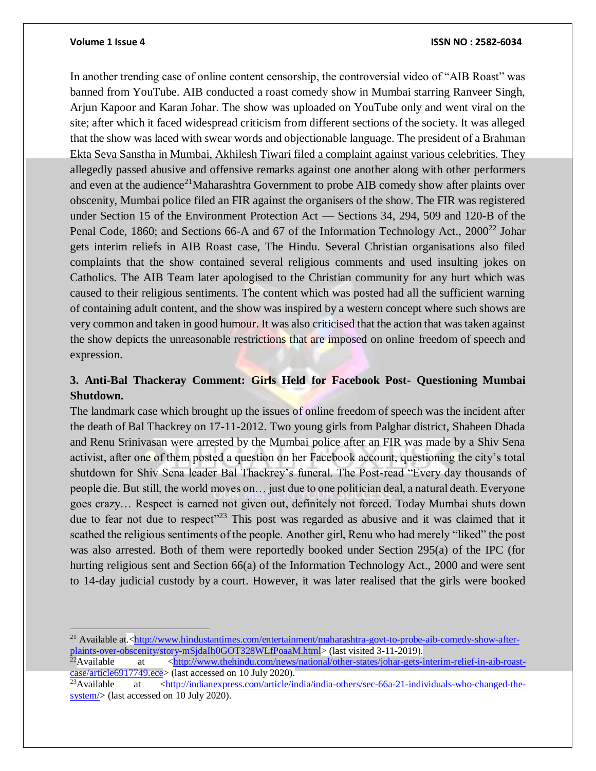In another trending case of online content censorship, the controversial video of "AIB Roast" was banned from YouTube. AIB conducted a roast comedy show in Mumbai starring Ranveer Singh, Arjun Kapoor and Karan Johar. The show was uploaded on YouTube only and went viral on the site; after which it faced widespread criticism from different sections of the society. It was alleged that the show was laced with swear words and objectionable language. The president of a Brahman Ekta Seva Sanstha in Mumbai, Akhilesh Tiwari filed a complaint against various celebrities. They allegedly passed abusive and offensive remarks against one another along with other performers and even at the audience[21]Maharashtra Government to probe AIB comedy show after plaints over obscenity, Mumbai police filed an FIR against the organisers of the show. The FIR was registered under Section 15 of the Environment Protection Act — Sections 34, 294, 509 and 120-B of the Penal Code, 1860; and Sections 66-A and 67 of the Information Technology Act., 2000[22] Johar gets interim reliefs in AIB Roast case, The Hindu. Several Christian organisations also filed complaints that the show contained several religious comments and used insulting jokes on Catholics. The AIB Team later apologised to the Christian community for any hurt which was caused to their religious sentiments. The content which was posted had all the sufficient warning of containing adult content, and the show was inspired by a western concept where such shows are very common and taken in good humour. It was also criticised that the action that was taken against the show depicts the unreasonable restrictions that are imposed on online freedom of speech and expression.

### 3. Anti-Bal Thackeray Comment: Girls Held for Facebook Post- Questioning Mumbai Shutdown.

The landmark case which brought up the issues of online freedom of speech was the incident after the death of Bal Thackrey on 17-11-2012. Two young girls from Palghar district, Shaheen Dhada and Renu Srinivasan were arrested by the Mumbai police after an FIR was made by a Shiv Sena activist, after one of them posted a question on her Facebook account, questioning the city's total shutdown for Shiv Sena leader Bal Thackrey's funeral. The Post-read "Every day thousands of people die. But still, the world moves on… just due to one politician deal, a natural death. Everyone goes crazy… Respect is earned not given out, definitely not forced. Today Mumbai shuts down due to fear not due to respect"[23] This post was regarded as abusive and it was claimed that it scathed the religious sentiments of the people. Another girl, Renu who had merely "liked" the post was also arrested. Both of them were reportedly booked under Section 295(a) of the IPC (for hurting religious sent and Section 66(a) of the Information Technology Act., 2000 and were sent to 14-day judicial custody by a court. However, it was later realised that the girls were booked

---

[21] Available at.<http://www.hindustantimes.com/entertainment/maharashtra-govt-to-probe-aib-comedy-show-after-plaints-over-obscenity/story-mSjdaIh0GOT328WLfPoaaM.html> (last visited 3-11-2019).

[22] Available at <http://www.thehindu.com/news/national/other-states/johar-gets-interim-relief-in-aib-roast-case/article6917749.ece> (last accessed on 10 July 2020).

[23] Available at <http://indianexpress.com/article/india/india-others/sec-66a-21-individuals-who-changed-the-system/> (last accessed on 10 July 2020).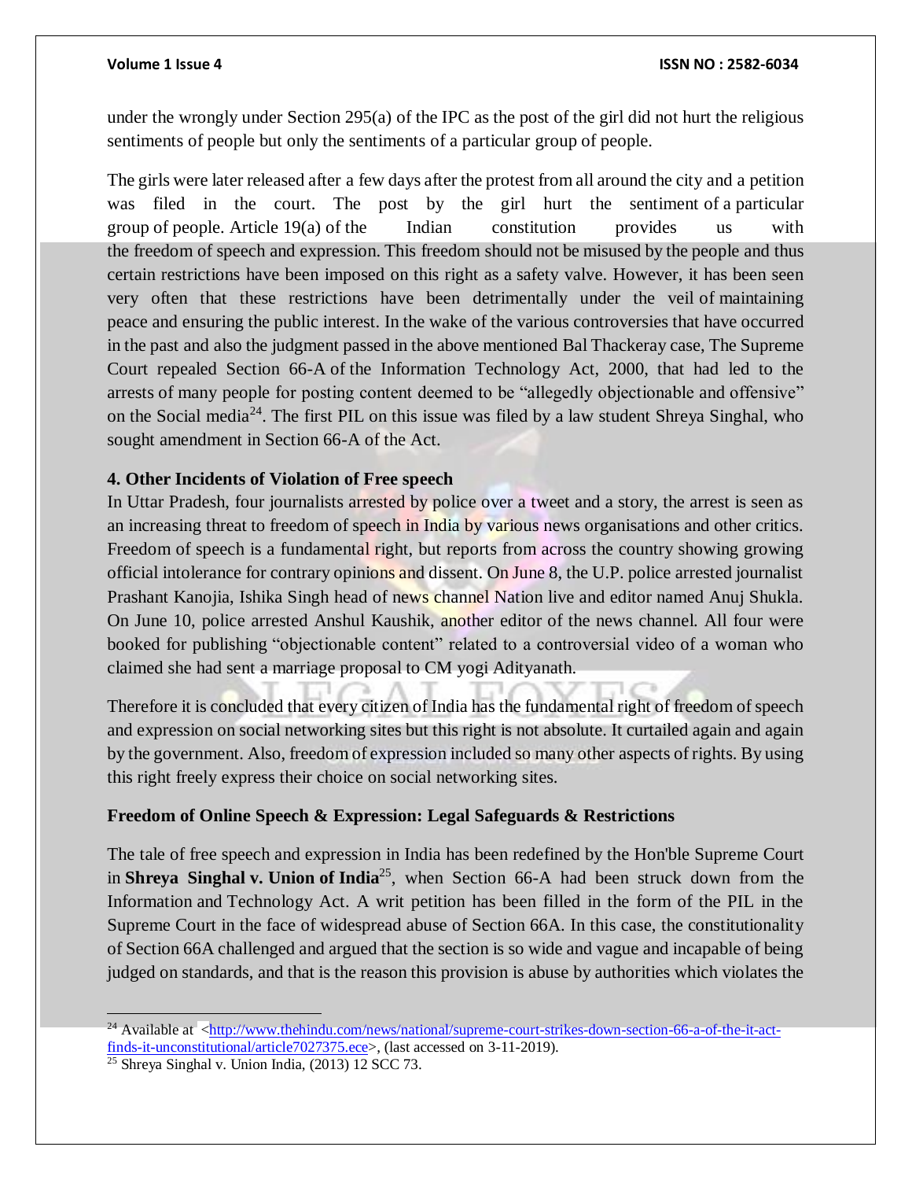under the wrongly under Section 295(a) of the IPC as the post of the girl did not hurt the religious sentiments of people but only the sentiments of a particular group of people.

The girls were later released after a few days after the protest from all around the city and a petition was filed in the court. The post by the girl hurt the sentiment of a particular group of people. Article 19(a) of the Indian constitution provides us with the freedom of speech and expression. This freedom should not be misused by the people and thus certain restrictions have been imposed on this right as a safety valve. However, it has been seen very often that these restrictions have been detrimentally under the veil of maintaining peace and ensuring the public interest. In the wake of the various controversies that have occurred in the past and also the judgment passed in the above mentioned Bal Thackeray case, The Supreme Court repealed Section 66-A of the Information Technology Act, 2000, that had led to the arrests of many people for posting content deemed to be "allegedly objectionable and offensive" on the Social media[24]. The first PIL on this issue was filed by a law student Shreya Singhal, who sought amendment in Section 66-A of the Act.

**4. Other Incidents of Violation of Free speech**

In Uttar Pradesh, four journalists arrested by police over a tweet and a story, the arrest is seen as an increasing threat to freedom of speech in India by various news organisations and other critics. Freedom of speech is a fundamental right, but reports from across the country showing growing official intolerance for contrary opinions and dissent. On June 8, the U.P. police arrested journalist Prashant Kanojia, Ishika Singh head of news channel Nation live and editor named Anuj Shukla. On June 10, police arrested Anshul Kaushik, another editor of the news channel. All four were booked for publishing "objectionable content" related to a controversial video of a woman who claimed she had sent a marriage proposal to CM yogi Adityanath.

Therefore it is concluded that every citizen of India has the fundamental right of freedom of speech and expression on social networking sites but this right is not absolute. It curtailed again and again by the government. Also, freedom of expression included so many other aspects of rights. By using this right freely express their choice on social networking sites.

**Freedom of Online Speech & Expression: Legal Safeguards & Restrictions**

The tale of free speech and expression in India has been redefined by the Hon'ble Supreme Court in **Shreya Singhal v. Union of India**[25], when Section 66-A had been struck down from the Information and Technology Act. A writ petition has been filled in the form of the PIL in the Supreme Court in the face of widespread abuse of Section 66A. In this case, the constitutionality of Section 66A challenged and argued that the section is so wide and vague and incapable of being judged on standards, and that is the reason this provision is abuse by authorities which violates the

---

[24] Available at <http://www.thehindu.com/news/national/supreme-court-strikes-down-section-66-a-of-the-it-act-finds-it-unconstitutional/article7027375.ece>, (last accessed on 3-11-2019).

[25] Shreya Singhal v. Union India, (2013) 12 SCC 73.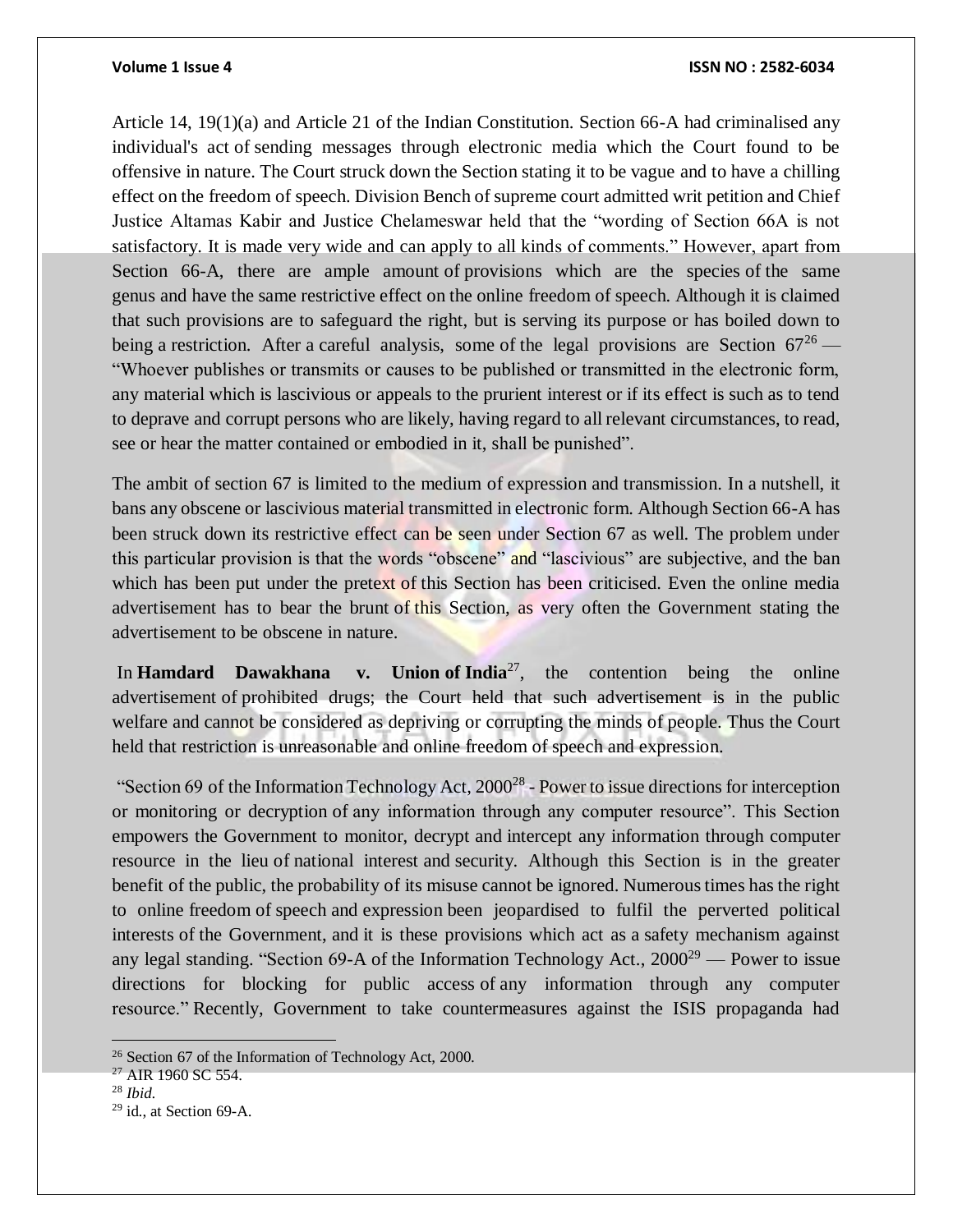Article 14, 19(1)(a) and Article 21 of the Indian Constitution. Section 66-A had criminalised any individual's act of sending messages through electronic media which the Court found to be offensive in nature. The Court struck down the Section stating it to be vague and to have a chilling effect on the freedom of speech. Division Bench of supreme court admitted writ petition and Chief Justice Altamas Kabir and Justice Chelameswar held that the "wording of Section 66A is not satisfactory. It is made very wide and can apply to all kinds of comments." However, apart from Section 66-A, there are ample amount of provisions which are the species of the same genus and have the same restrictive effect on the online freedom of speech. Although it is claimed that such provisions are to safeguard the right, but is serving its purpose or has boiled down to being a restriction. After a careful analysis, some of the legal provisions are Section 67[26] — "Whoever publishes or transmits or causes to be published or transmitted in the electronic form, any material which is lascivious or appeals to the prurient interest or if its effect is such as to tend to deprave and corrupt persons who are likely, having regard to all relevant circumstances, to read, see or hear the matter contained or embodied in it, shall be punished".

The ambit of section 67 is limited to the medium of expression and transmission. In a nutshell, it bans any obscene or lascivious material transmitted in electronic form. Although Section 66-A has been struck down its restrictive effect can be seen under Section 67 as well. The problem under this particular provision is that the words "obscene" and "lascivious" are subjective, and the ban which has been put under the pretext of this Section has been criticised. Even the online media advertisement has to bear the brunt of this Section, as very often the Government stating the advertisement to be obscene in nature.

In **Hamdard Dawakhana v. Union of India**[27], the contention being the online advertisement of prohibited drugs; the Court held that such advertisement is in the public welfare and cannot be considered as depriving or corrupting the minds of people. Thus the Court held that restriction is unreasonable and online freedom of speech and expression.

"Section 69 of the Information Technology Act, 2000[28] - Power to issue directions for interception or monitoring or decryption of any information through any computer resource". This Section empowers the Government to monitor, decrypt and intercept any information through computer resource in the lieu of national interest and security. Although this Section is in the greater benefit of the public, the probability of its misuse cannot be ignored. Numerous times has the right to online freedom of speech and expression been jeopardised to fulfil the perverted political interests of the Government, and it is these provisions which act as a safety mechanism against any legal standing. "Section 69-A of the Information Technology Act., 2000[29] — Power to issue directions for blocking for public access of any information through any computer resource." Recently, Government to take countermeasures against the ISIS propaganda had

---

[26] Section 67 of the Information of Technology Act, 2000.

[27] AIR 1960 SC 554.

[28] *Ibid.*

[29] id., at Section 69-A.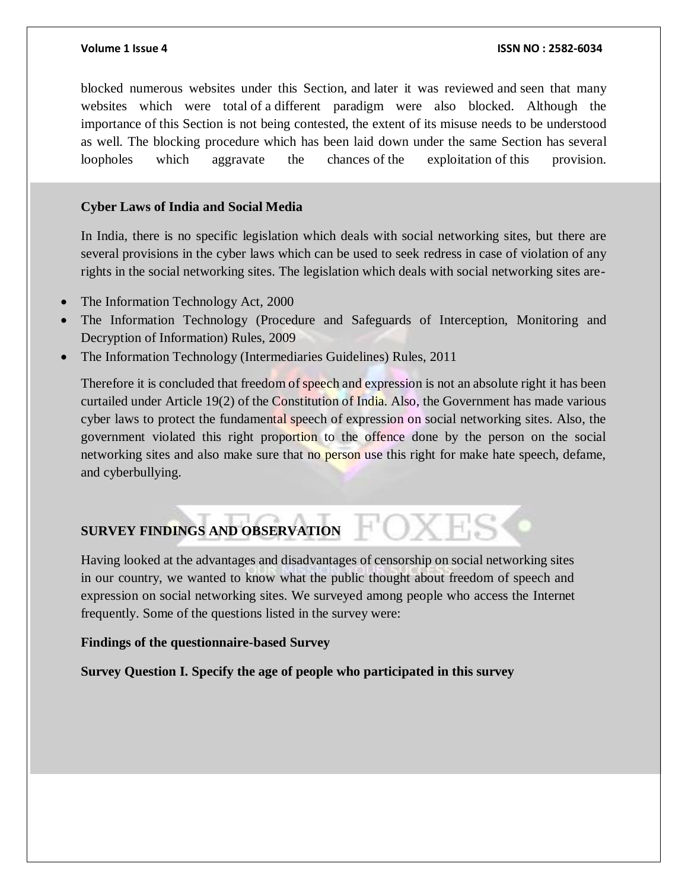blocked numerous websites under this Section, and later it was reviewed and seen that many websites which were total of a different paradigm were also blocked. Although the importance of this Section is not being contested, the extent of its misuse needs to be understood as well. The blocking procedure which has been laid down under the same Section has several loopholes which aggravate the chances of the exploitation of this provision.

**Cyber Laws of India and Social Media**

In India, there is no specific legislation which deals with social networking sites, but there are several provisions in the cyber laws which can be used to seek redress in case of violation of any rights in the social networking sites. The legislation which deals with social networking sites are-

- The Information Technology Act, 2000
- The Information Technology (Procedure and Safeguards of Interception, Monitoring and Decryption of Information) Rules, 2009
- The Information Technology (Intermediaries Guidelines) Rules, 2011

Therefore it is concluded that freedom of speech and expression is not an absolute right it has been curtailed under Article 19(2) of the Constitution of India. Also, the Government has made various cyber laws to protect the fundamental speech of expression on social networking sites. Also, the government violated this right proportion to the offence done by the person on the social networking sites and also make sure that no person use this right for make hate speech, defame, and cyberbullying.

**SURVEY FINDINGS AND OBSERVATION**

Having looked at the advantages and disadvantages of censorship on social networking sites in our country, we wanted to know what the public thought about freedom of speech and expression on social networking sites. We surveyed among people who access the Internet frequently. Some of the questions listed in the survey were:

**Findings of the questionnaire-based Survey**

**Survey Question I. Specify the age of people who participated in this survey**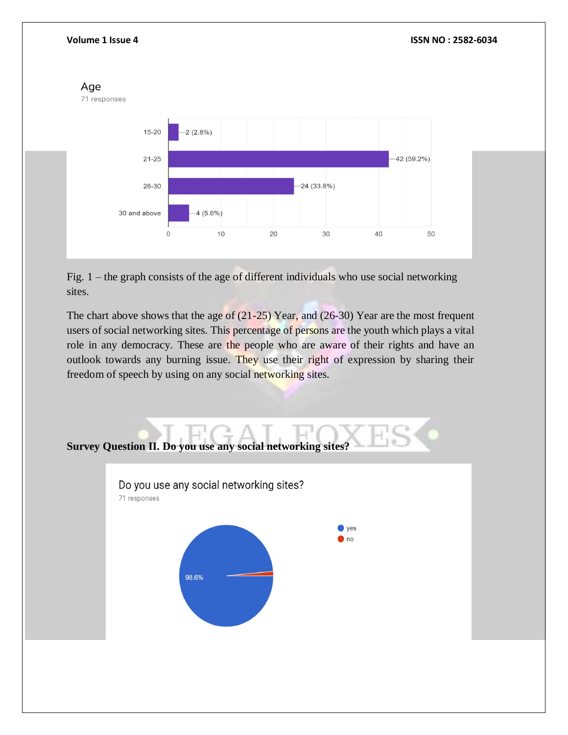Age
71 responses

| Age | Responses |
|---|---|
| 15-20 | 2 (2.8%) |
| 21-25 | 42 (59.2%) |
| 26-30 | 24 (33.8%) |
| 30 and above | 4 (5.6%) |

Fig. 1 – the graph consists of the age of different individuals who use social networking sites.

The chart above shows that the age of (21-25) Year, and (26-30) Year are the most frequent users of social networking sites. This percentage of persons are the youth which plays a vital role in any democracy. These are the people who are aware of their rights and have an outlook towards any burning issue. They use their right of expression by sharing their freedom of speech by using on any social networking sites.

**Survey Question II. Do you use any social networking sites?**

Do you use any social networking sites?
71 responses

- yes
- no

98.6%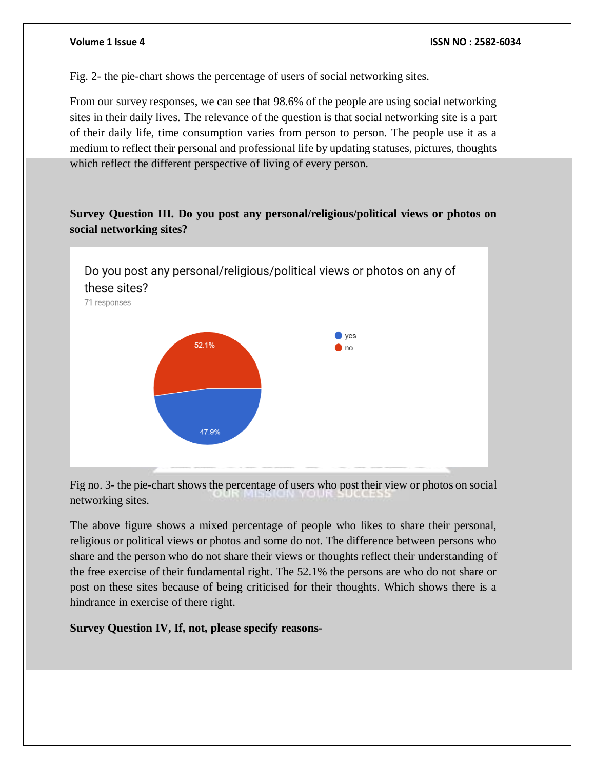Fig. 2- the pie-chart shows the percentage of users of social networking sites.

From our survey responses, we can see that 98.6% of the people are using social networking sites in their daily lives. The relevance of the question is that social networking site is a part of their daily life, time consumption varies from person to person. The people use it as a medium to reflect their personal and professional life by updating statuses, pictures, thoughts which reflect the different perspective of living of every person.

**Survey Question III. Do you post any personal/religious/political views or photos on social networking sites?**

Do you post any personal/religious/political views or photos on any of these sites?

71 responses

- yes: 47.9%
- no: 52.1%

Fig no. 3- the pie-chart shows the percentage of users who post their view or photos on social networking sites.

The above figure shows a mixed percentage of people who likes to share their personal, religious or political views or photos and some do not. The difference between persons who share and the person who do not share their views or thoughts reflect their understanding of the free exercise of their fundamental right. The 52.1% the persons are who do not share or post on these sites because of being criticised for their thoughts. Which shows there is a hindrance in exercise of there right.

**Survey Question IV, If, not, please specify reasons-**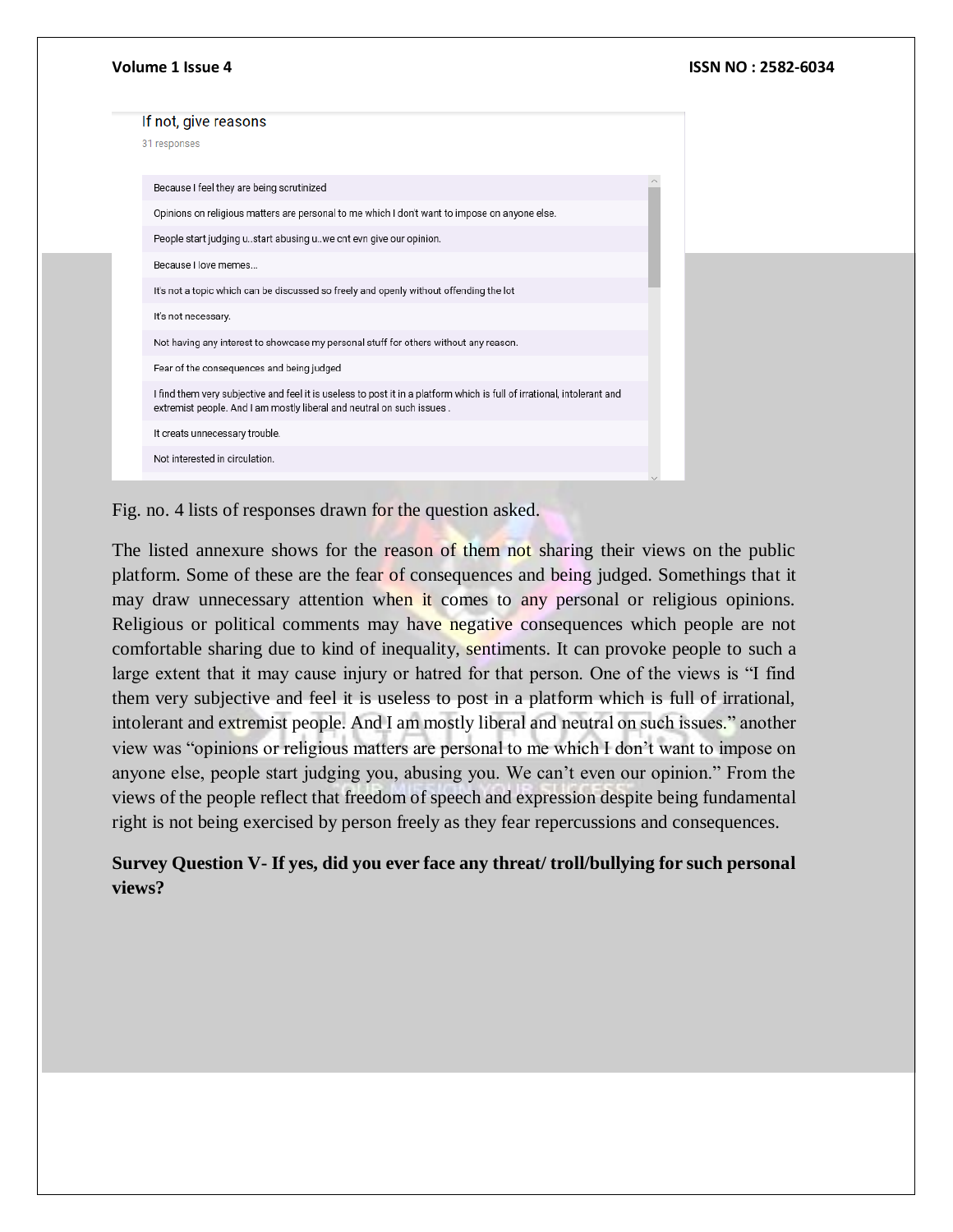If not, give reasons

31 responses

- Because I feel they are being scrutinized
- Opinions on religious matters are personal to me which I don't want to impose on anyone else.
- People start judging u..start abusing u..we cnt evn give our opinion.
- Because I love memes...
- It's not a topic which can be discussed so freely and openly without offending the lot
- It's not necessary.
- Not having any interest to showcase my personal stuff for others without any reason.
- Fear of the consequences and being judged
- I find them very subjective and feel it is useless to post it in a platform which is full of irrational, intolerant and extremist people. And I am mostly liberal and neutral on such issues .
- It creats unnecessary trouble.
- Not interested in circulation.

Fig. no. 4 lists of responses drawn for the question asked.

The listed annexure shows for the reason of them not sharing their views on the public platform. Some of these are the fear of consequences and being judged. Somethings that it may draw unnecessary attention when it comes to any personal or religious opinions. Religious or political comments may have negative consequences which people are not comfortable sharing due to kind of inequality, sentiments. It can provoke people to such a large extent that it may cause injury or hatred for that person. One of the views is "I find them very subjective and feel it is useless to post in a platform which is full of irrational, intolerant and extremist people. And I am mostly liberal and neutral on such issues." another view was "opinions or religious matters are personal to me which I don't want to impose on anyone else, people start judging you, abusing you. We can't even our opinion." From the views of the people reflect that freedom of speech and expression despite being fundamental right is not being exercised by person freely as they fear repercussions and consequences.

**Survey Question V- If yes, did you ever face any threat/ troll/bullying for such personal views?**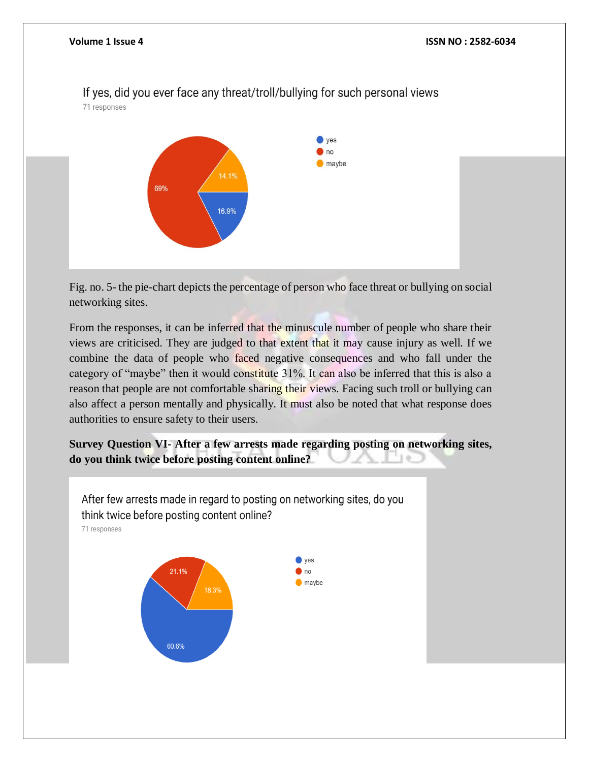If yes, did you ever face any threat/troll/bullying for such personal views

71 responses

- yes: 16.9%
- no: 69%
- maybe: 14.1%

Fig. no. 5- the pie-chart depicts the percentage of person who face threat or bullying on social networking sites.

From the responses, it can be inferred that the minuscule number of people who share their views are criticised. They are judged to that extent that it may cause injury as well. If we combine the data of people who faced negative consequences and who fall under the category of "maybe" then it would constitute 31%. It can also be inferred that this is also a reason that people are not comfortable sharing their views. Facing such troll or bullying can also affect a person mentally and physically. It must also be noted that what response does authorities to ensure safety to their users.

**Survey Question VI- After a few arrests made regarding posting on networking sites, do you think twice before posting content online?**

After few arrests made in regard to posting on networking sites, do you think twice before posting content online?

71 responses

- yes: 60.6%
- no: 21.1%
- maybe: 18.3%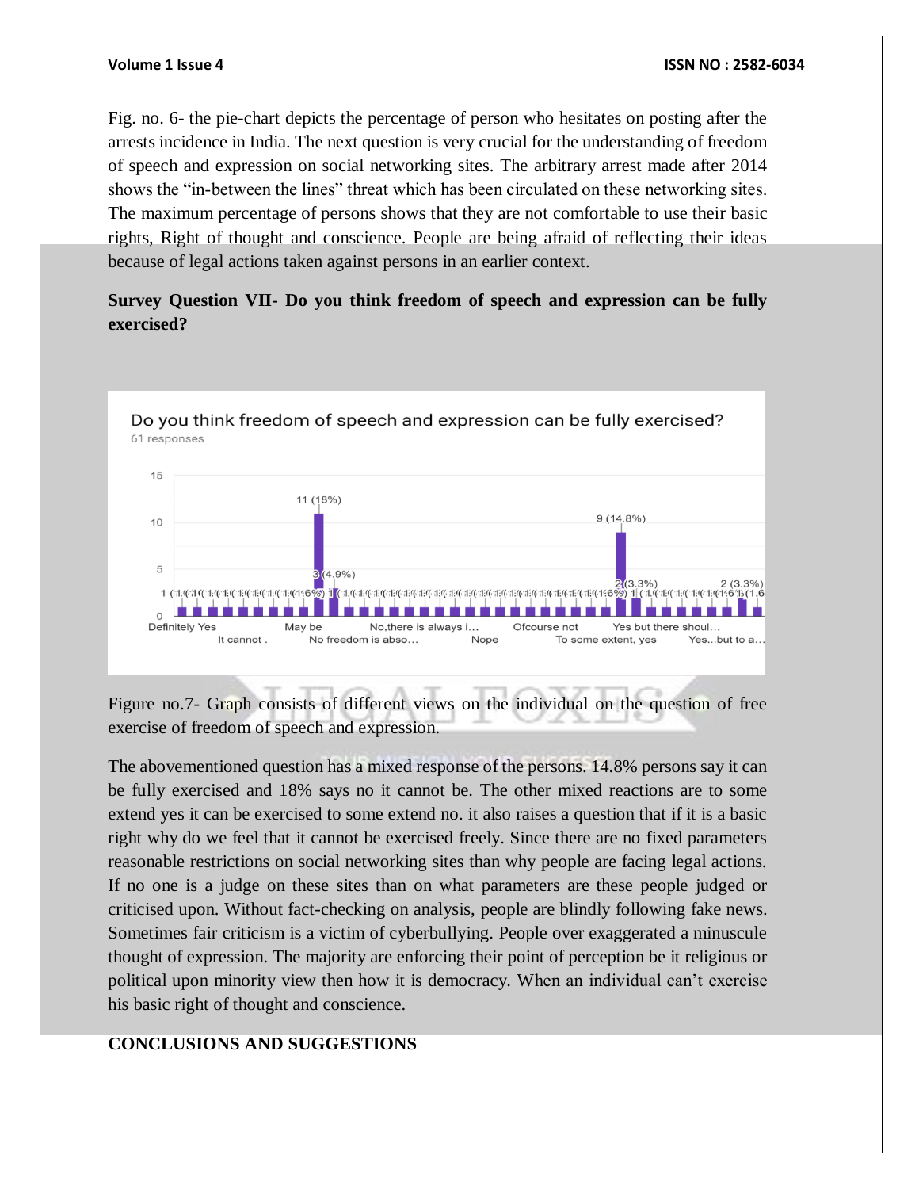Fig. no. 6- the pie-chart depicts the percentage of person who hesitates on posting after the arrests incidence in India. The next question is very crucial for the understanding of freedom of speech and expression on social networking sites. The arbitrary arrest made after 2014 shows the "in-between the lines" threat which has been circulated on these networking sites. The maximum percentage of persons shows that they are not comfortable to use their basic rights, Right of thought and conscience. People are being afraid of reflecting their ideas because of legal actions taken against persons in an earlier context.

**Survey Question VII- Do you think freedom of speech and expression can be fully exercised?**

Figure no.7- Graph consists of different views on the individual on the question of free exercise of freedom of speech and expression.

The abovementioned question has a mixed response of the persons. 14.8% persons say it can be fully exercised and 18% says no it cannot be. The other mixed reactions are to some extend yes it can be exercised to some extend no. it also raises a question that if it is a basic right why do we feel that it cannot be exercised freely. Since there are no fixed parameters reasonable restrictions on social networking sites than why people are facing legal actions. If no one is a judge on these sites than on what parameters are these people judged or criticised upon. Without fact-checking on analysis, people are blindly following fake news. Sometimes fair criticism is a victim of cyberbullying. People over exaggerated a minuscule thought of expression. The majority are enforcing their point of perception be it religious or political upon minority view then how it is democracy. When an individual can't exercise his basic right of thought and conscience.

## CONCLUSIONS AND SUGGESTIONS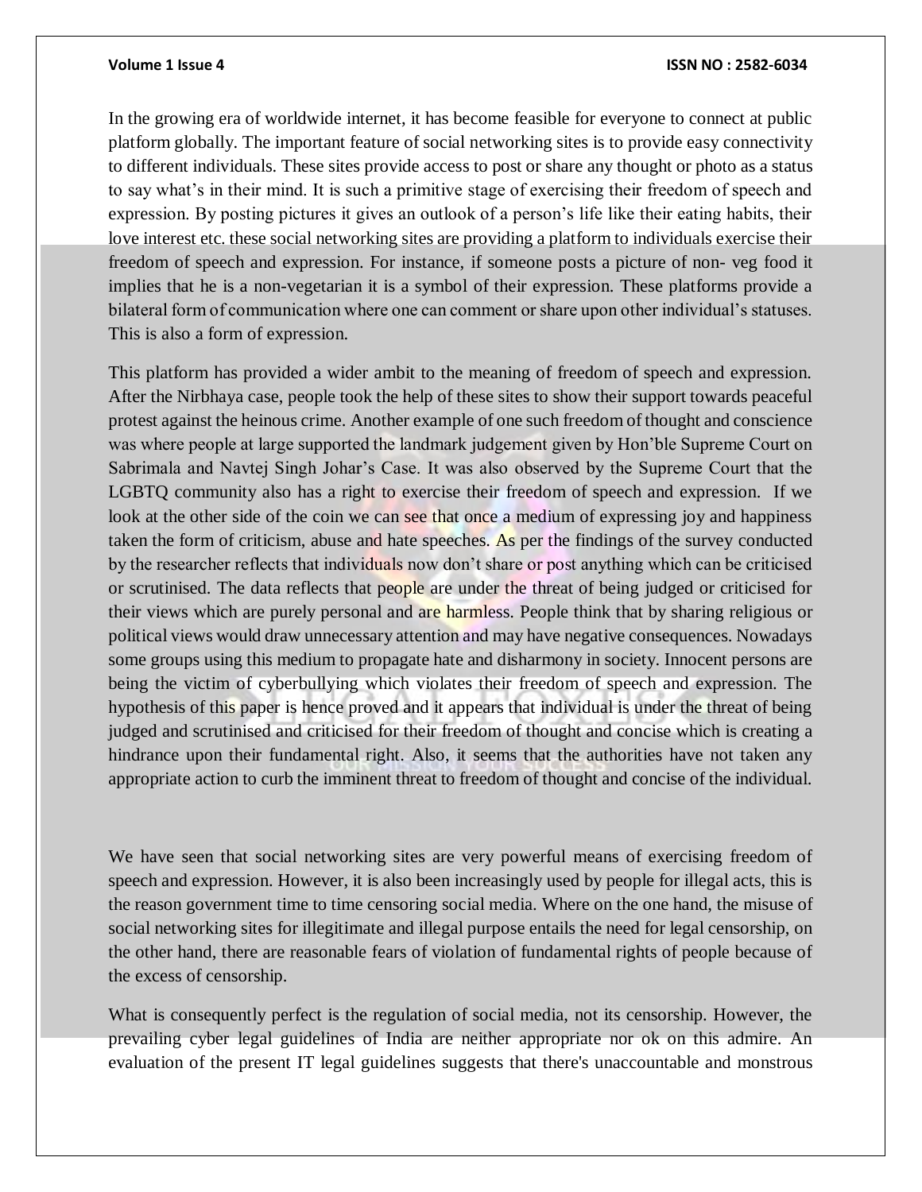In the growing era of worldwide internet, it has become feasible for everyone to connect at public platform globally. The important feature of social networking sites is to provide easy connectivity to different individuals. These sites provide access to post or share any thought or photo as a status to say what's in their mind. It is such a primitive stage of exercising their freedom of speech and expression. By posting pictures it gives an outlook of a person's life like their eating habits, their love interest etc. these social networking sites are providing a platform to individuals exercise their freedom of speech and expression. For instance, if someone posts a picture of non- veg food it implies that he is a non-vegetarian it is a symbol of their expression. These platforms provide a bilateral form of communication where one can comment or share upon other individual's statuses. This is also a form of expression.

This platform has provided a wider ambit to the meaning of freedom of speech and expression. After the Nirbhaya case, people took the help of these sites to show their support towards peaceful protest against the heinous crime. Another example of one such freedom of thought and conscience was where people at large supported the landmark judgement given by Hon'ble Supreme Court on Sabrimala and Navtej Singh Johar's Case. It was also observed by the Supreme Court that the LGBTQ community also has a right to exercise their freedom of speech and expression. If we look at the other side of the coin we can see that once a medium of expressing joy and happiness taken the form of criticism, abuse and hate speeches. As per the findings of the survey conducted by the researcher reflects that individuals now don't share or post anything which can be criticised or scrutinised. The data reflects that people are under the threat of being judged or criticised for their views which are purely personal and are harmless. People think that by sharing religious or political views would draw unnecessary attention and may have negative consequences. Nowadays some groups using this medium to propagate hate and disharmony in society. Innocent persons are being the victim of cyberbullying which violates their freedom of speech and expression. The hypothesis of this paper is hence proved and it appears that individual is under the threat of being judged and scrutinised and criticised for their freedom of thought and concise which is creating a hindrance upon their fundamental right. Also, it seems that the authorities have not taken any appropriate action to curb the imminent threat to freedom of thought and concise of the individual.

We have seen that social networking sites are very powerful means of exercising freedom of speech and expression. However, it is also been increasingly used by people for illegal acts, this is the reason government time to time censoring social media. Where on the one hand, the misuse of social networking sites for illegitimate and illegal purpose entails the need for legal censorship, on the other hand, there are reasonable fears of violation of fundamental rights of people because of the excess of censorship.

What is consequently perfect is the regulation of social media, not its censorship. However, the prevailing cyber legal guidelines of India are neither appropriate nor ok on this admire. An evaluation of the present IT legal guidelines suggests that there's unaccountable and monstrous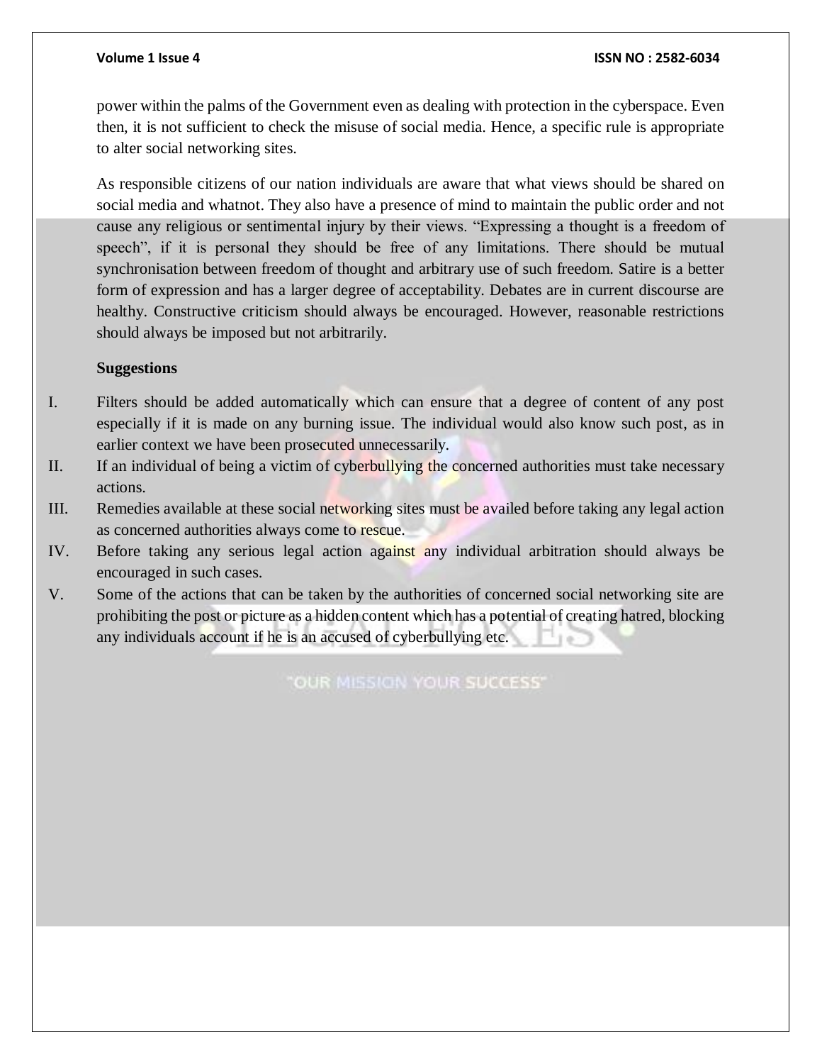power within the palms of the Government even as dealing with protection in the cyberspace. Even then, it is not sufficient to check the misuse of social media. Hence, a specific rule is appropriate to alter social networking sites.

As responsible citizens of our nation individuals are aware that what views should be shared on social media and whatnot. They also have a presence of mind to maintain the public order and not cause any religious or sentimental injury by their views. "Expressing a thought is a freedom of speech", if it is personal they should be free of any limitations. There should be mutual synchronisation between freedom of thought and arbitrary use of such freedom. Satire is a better form of expression and has a larger degree of acceptability. Debates are in current discourse are healthy. Constructive criticism should always be encouraged. However, reasonable restrictions should always be imposed but not arbitrarily.

**Suggestions**

I. Filters should be added automatically which can ensure that a degree of content of any post especially if it is made on any burning issue. The individual would also know such post, as in earlier context we have been prosecuted unnecessarily.

II. If an individual of being a victim of cyberbullying the concerned authorities must take necessary actions.

III. Remedies available at these social networking sites must be availed before taking any legal action as concerned authorities always come to rescue.

IV. Before taking any serious legal action against any individual arbitration should always be encouraged in such cases.

V. Some of the actions that can be taken by the authorities of concerned social networking site are prohibiting the post or picture as a hidden content which has a potential of creating hatred, blocking any individuals account if he is an accused of cyberbullying etc.